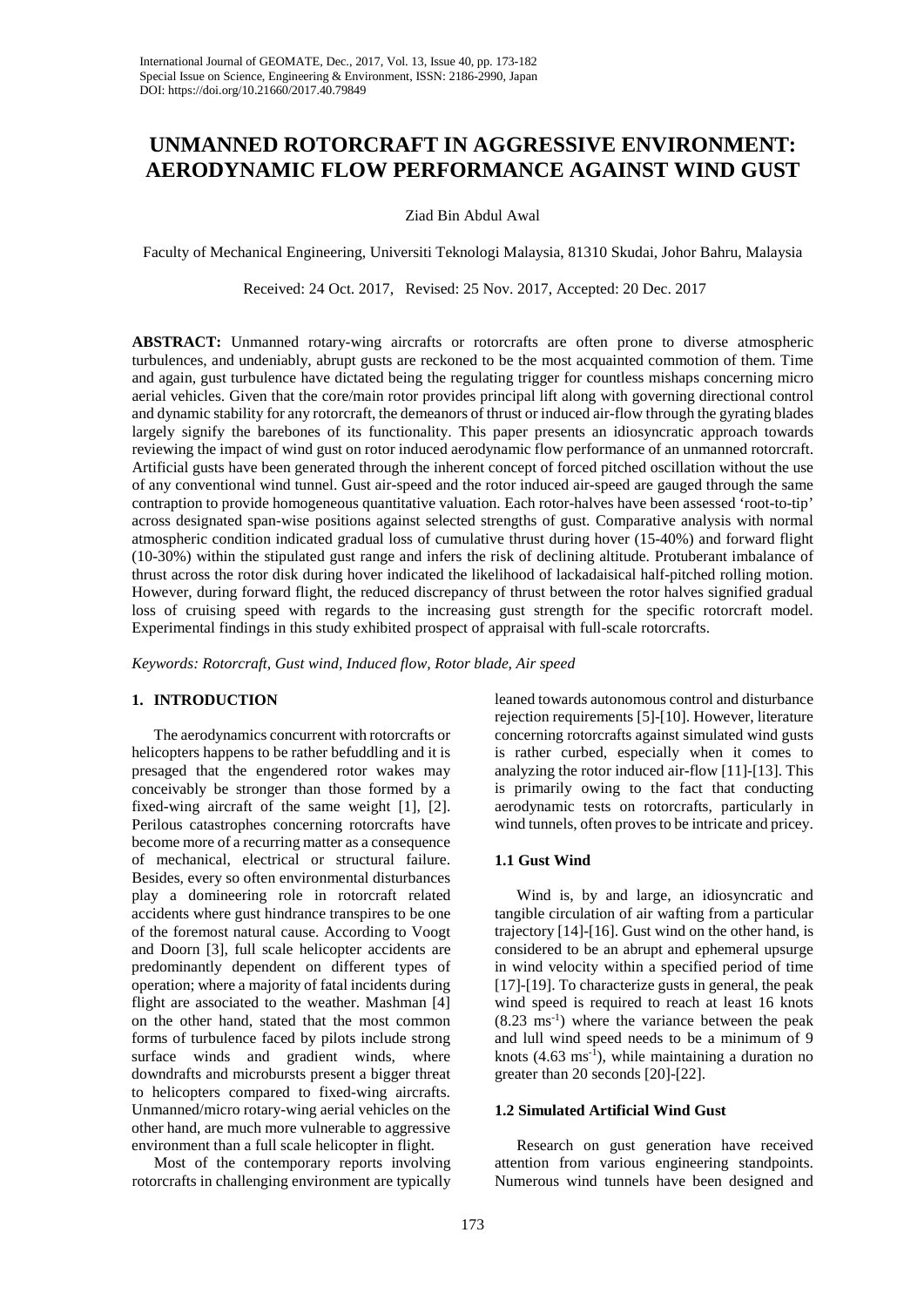# UNMANNED ROTORCRAFT IN AGGRESSIVE ENVIRONMENT: AERODYNAMIC FLOW PERFORMANCE AGAINST WIND GUST

Ziad Bin Abdul Awal

Faculty of Mechanical Engineering, Universiti Teknologi Malaysia, 81310 Skudai, Johor Bahru, Malaysia

Received: 24 Oct. 2017, Revised: 25 Nov. 2017, Accepted: 20 Dec. 2017

**ABSTRACT:** Unmanned rotary-wing aircrafts or rotorcrafts are often prone to diverse atmospheric turbulences, and undeniably, abrupt gusts are reckoned to be the most acquainted commotion of them. Time and again, gust turbulence have dictated being the regulating trigger for countless mishaps concerning micro aerial vehicles. Given that the core/main rotor provides principal lift along with governing directional control and dynamic stability for any rotorcraft, the demeanors of thrust or induced air-flow through the gyrating blades largely signify the barebones of its functionality. This paper presents an idiosyncratic approach towards reviewing the impact of wind gust on rotor induced aerodynamic flow performance of an unmanned rotorcraft. Artificial gusts have been generated through the inherent concept of forced pitched oscillation without the use of any conventional wind tunnel. Gust air-speed and the rotor induced air-speed are gauged through the same contraption to provide homogeneous quantitative valuation. Each rotor-halves have been assessed 'root-to-tip' across designated span-wise positions against selected strengths of gust. Comparative analysis with normal atmospheric condition indicated gradual loss of cumulative thrust during hover (15-40%) and forward flight (10-30%) within the stipulated gust range and infers the risk of declining altitude. Protuberant imbalance of thrust across the rotor disk during hover indicated the likelihood of lackadaisical half-pitched rolling motion. However, during forward flight, the reduced discrepancy of thrust between the rotor halves signified gradual loss of cruising speed with regards to the increasing gust strength for the specific rotorcraft model. Experimental findings in this study exhibited prospect of appraisal with full-scale rotorcrafts.

*Keywords: Rotorcraft, Gust wind, Induced flow, Rotor blade, Air speed*

## 1. INTRODUCTION

The aerodynamics concurrent with rotorcrafts or helicopters happens to be rather befuddling and it is presaged that the engendered rotor wakes may conceivably be stronger than those formed by a fixed-wing aircraft of the same weight [1], [2]. Perilous catastrophes concerning rotorcrafts have become more of a recurring matter as a consequence of mechanical, electrical or structural failure. Besides, every so often environmental disturbances play a domineering role in rotorcraft related accidents where gust hindrance transpires to be one of the foremost natural cause. According to Voogt and Doorn [3], full scale helicopter accidents are predominantly dependent on different types of operation; where a majority of fatal incidents during flight are associated to the weather. Mashman [4] on the other hand, stated that the most common forms of turbulence faced by pilots include strong surface winds and gradient winds, where downdrafts and microbursts present a bigger threat to helicopters compared to fixed-wing aircrafts. Unmanned/micro rotary-wing aerial vehicles on the other hand, are much more vulnerable to aggressive environment than a full scale helicopter in flight.

Most of the contemporary reports involving rotorcrafts in challenging environment are typically leaned towards autonomous control and disturbance rejection requirements [5]-[10]. However, literature concerning rotorcrafts against simulated wind gusts is rather curbed, especially when it comes to analyzing the rotor induced air-flow [11]-[13]. This is primarily owing to the fact that conducting aerodynamic tests on rotorcrafts, particularly in wind tunnels, often proves to be intricate and pricey.

### 1.1 Gust Wind

Wind is, by and large, an idiosyncratic and tangible circulation of air wafting from a particular trajectory [14]-[16]. Gust wind on the other hand, is considered to be an abrupt and ephemeral upsurge in wind velocity within a specified period of time [17]-[19]. To characterize gusts in general, the peak wind speed is required to reach at least 16 knots ($8.23\ ms^{-1}$) where the variance between the peak and lull wind speed needs to be a minimum of 9 knots ($4.63\ ms^{-1}$), while maintaining a duration no greater than 20 seconds [20]-[22].

### 1.2 Simulated Artificial Wind Gust

Research on gust generation have received attention from various engineering standpoints. Numerous wind tunnels have been designed and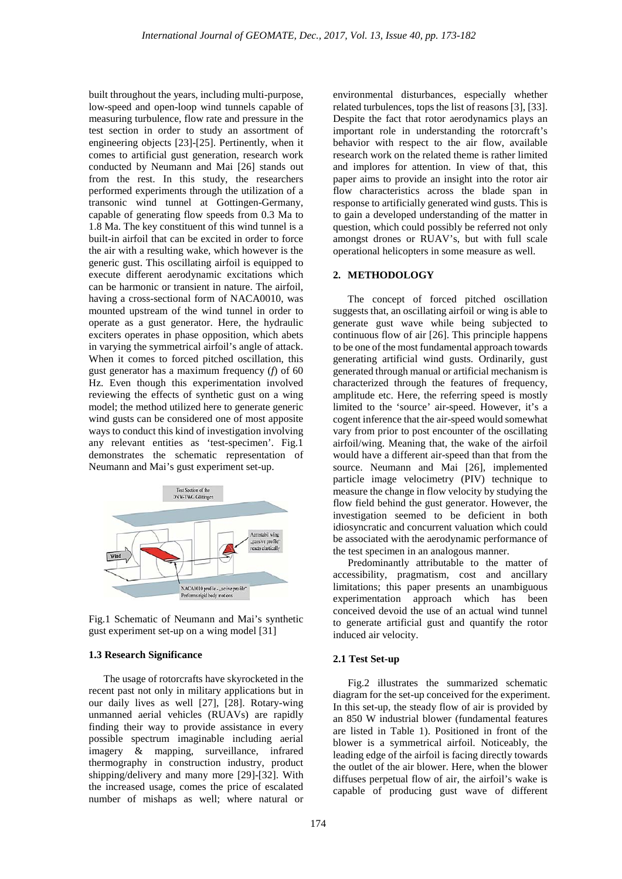built throughout the years, including multi-purpose, low-speed and open-loop wind tunnels capable of measuring turbulence, flow rate and pressure in the test section in order to study an assortment of engineering objects [23]-[25]. Pertinently, when it comes to artificial gust generation, research work conducted by Neumann and Mai [26] stands out from the rest. In this study, the researchers performed experiments through the utilization of a transonic wind tunnel at Gottingen-Germany, capable of generating flow speeds from 0.3 Ma to 1.8 Ma. The key constituent of this wind tunnel is a built-in airfoil that can be excited in order to force the air with a resulting wake, which however is the generic gust. This oscillating airfoil is equipped to execute different aerodynamic excitations which can be harmonic or transient in nature. The airfoil, having a cross-sectional form of NACA0010, was mounted upstream of the wind tunnel in order to operate as a gust generator. Here, the hydraulic exciters operates in phase opposition, which abets in varying the symmetrical airfoil's angle of attack. When it comes to forced pitched oscillation, this gust generator has a maximum frequency ($f$) of 60 Hz. Even though this experimentation involved reviewing the effects of synthetic gust on a wing model; the method utilized here to generate generic wind gusts can be considered one of most apposite ways to conduct this kind of investigation involving any relevant entities as 'test-specimen'. Fig.1 demonstrates the schematic representation of Neumann and Mai's gust experiment set-up.

Fig.1 Schematic of Neumann and Mai's synthetic gust experiment set-up on a wing model [31]

### 1.3 Research Significance

The usage of rotorcrafts have skyrocketed in the recent past not only in military applications but in our daily lives as well [27], [28]. Rotary-wing unmanned aerial vehicles (RUAVs) are rapidly finding their way to provide assistance in every possible spectrum imaginable including aerial imagery & mapping, surveillance, infrared thermography in construction industry, product shipping/delivery and many more [29]-[32]. With the increased usage, comes the price of escalated number of mishaps as well; where natural or environmental disturbances, especially whether related turbulences, tops the list of reasons [3], [33]. Despite the fact that rotor aerodynamics plays an important role in understanding the rotorcraft's behavior with respect to the air flow, available research work on the related theme is rather limited and implores for attention. In view of that, this paper aims to provide an insight into the rotor air flow characteristics across the blade span in response to artificially generated wind gusts. This is to gain a developed understanding of the matter in question, which could possibly be referred not only amongst drones or RUAV's, but with full scale operational helicopters in some measure as well.

## 2. METHODOLOGY

The concept of forced pitched oscillation suggests that, an oscillating airfoil or wing is able to generate gust wave while being subjected to continuous flow of air [26]. This principle happens to be one of the most fundamental approach towards generating artificial wind gusts. Ordinarily, gust generated through manual or artificial mechanism is characterized through the features of frequency, amplitude etc. Here, the referring speed is mostly limited to the 'source' air-speed. However, it's a cogent inference that the air-speed would somewhat vary from prior to post encounter of the oscillating airfoil/wing. Meaning that, the wake of the airfoil would have a different air-speed than that from the source. Neumann and Mai [26], implemented particle image velocimetry (PIV) technique to measure the change in flow velocity by studying the flow field behind the gust generator. However, the investigation seemed to be deficient in both idiosyncratic and concurrent valuation which could be associated with the aerodynamic performance of the test specimen in an analogous manner.

Predominantly attributable to the matter of accessibility, pragmatism, cost and ancillary limitations; this paper presents an unambiguous experimentation approach which has been conceived devoid the use of an actual wind tunnel to generate artificial gust and quantify the rotor induced air velocity.

### 2.1 Test Set-up

Fig.2 illustrates the summarized schematic diagram for the set-up conceived for the experiment. In this set-up, the steady flow of air is provided by an 850 W industrial blower (fundamental features are listed in Table 1). Positioned in front of the blower is a symmetrical airfoil. Noticeably, the leading edge of the airfoil is facing directly towards the outlet of the air blower. Here, when the blower diffuses perpetual flow of air, the airfoil's wake is capable of producing gust wave of different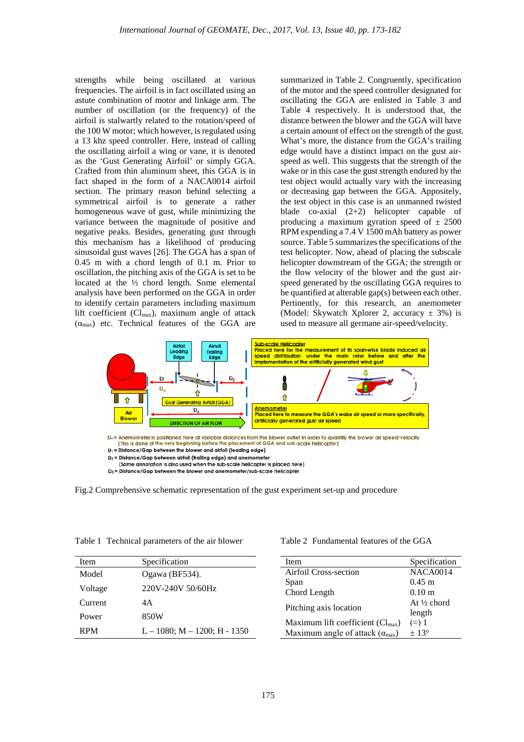strengths while being oscillated at various frequencies. The airfoil is in fact oscillated using an astute combination of motor and linkage arm. The number of oscillation (or the frequency) of the airfoil is stalwartly related to the rotation/speed of the 100 W motor; which however, is regulated using a 13 khz speed controller. Here, instead of calling the oscillating airfoil a wing or vane, it is denoted as the 'Gust Generating Airfoil' or simply GGA. Crafted from thin aluminum sheet, this GGA is in fact shaped in the form of a NACA0014 airfoil section. The primary reason behind selecting a symmetrical airfoil is to generate a rather homogeneous wave of gust, while minimizing the variance between the magnitude of positive and negative peaks. Besides, generating gust through this mechanism has a likelihood of producing sinusoidal gust waves [26]. The GGA has a span of 0.45 m with a chord length of 0.1 m. Prior to oscillation, the pitching axis of the GGA is set to be located at the ½ chord length. Some elemental analysis have been performed on the GGA in order to identify certain parameters including maximum lift coefficient ($Cl_{max}$), maximum angle of attack ($\alpha_{max}$) etc. Technical features of the GGA are summarized in Table 2. Congruently, specification of the motor and the speed controller designated for oscillating the GGA are enlisted in Table 3 and Table 4 respectively. It is understood that, the distance between the blower and the GGA will have a certain amount of effect on the strength of the gust. What's more, the distance from the GGA's trailing edge would have a distinct impact on the gust air-speed as well. This suggests that the strength of the wake or in this case the gust strength endured by the test object would actually vary with the increasing or decreasing gap between the GGA. Appositely, the test object in this case is an unmanned twisted blade co-axial (2+2) helicopter capable of producing a maximum gyration speed of ± 2500 RPM expending a 7.4 V 1500 mAh battery as power source. Table 5 summarizes the specifications of the test helicopter. Now, ahead of placing the subscale helicopter downstream of the GGA; the strength or the flow velocity of the blower and the gust air-speed generated by the oscillating GGA requires to be quantified at alterable gap(s) between each other. Pertinently, for this research, an anemometer (Model: Skywatch Xplorer 2, accuracy ± 3%) is used to measure all germane air-speed/velocity.

Fig.2 Comprehensive schematic representation of the gust experiment set-up and procedure

Table 1 Technical parameters of the air blower

| Item | Specification |
| --- | --- |
| Model | Ogawa (BF534). |
| Voltage | 220V-240V 50/60Hz |
| Current | 4A |
| Power | 850W |
| RPM | L – 1080; M – 1200; H - 1350 |

Table 2 Fundamental features of the GGA

| Item | Specification |
| --- | --- |
| Airfoil Cross-section | NACA0014 |
| Span | 0.45 m |
| Chord Length | 0.10 m |
| Pitching axis location | At ½ chord length |
| Maximum lift coefficient ($Cl_{max}$) | (≈) 1 |
| Maximum angle of attack ($\alpha_{max}$) | ± 13° |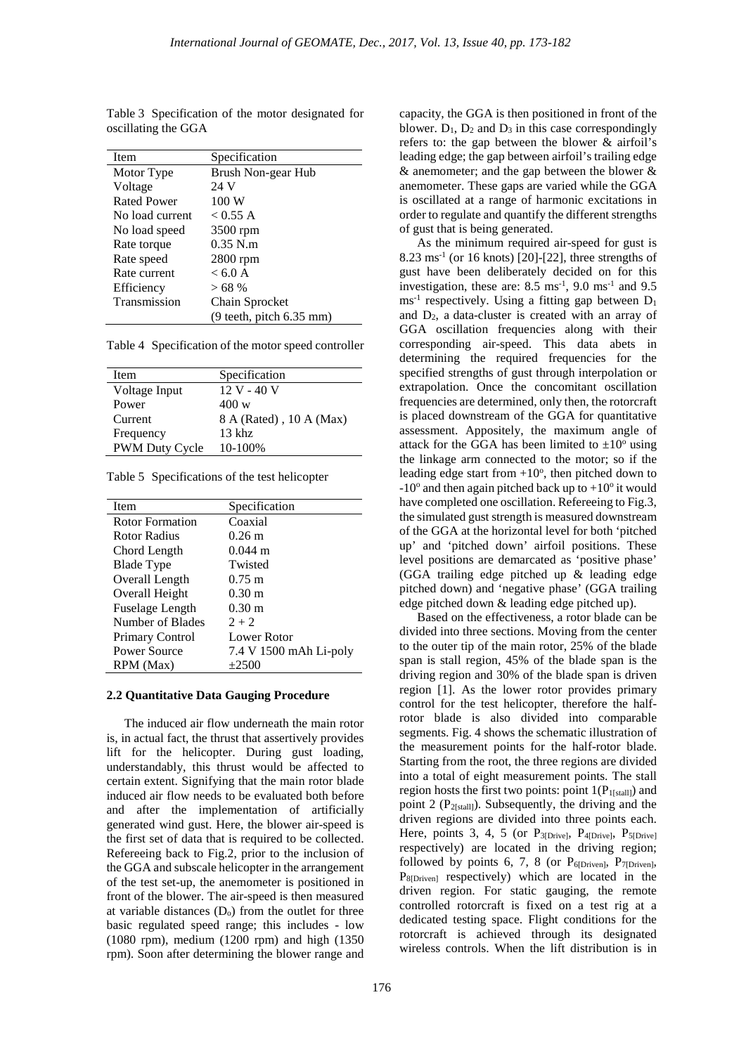Table 3 Specification of the motor designated for oscillating the GGA

| Item | Specification |
|---|---|
| Motor Type | Brush Non-gear Hub |
| Voltage | 24 V |
| Rated Power | 100 W |
| No load current | < 0.55 A |
| No load speed | 3500 rpm |
| Rate torque | 0.35 N.m |
| Rate speed | 2800 rpm |
| Rate current | < 6.0 A |
| Efficiency | > 68 % |
| Transmission | Chain Sprocket (9 teeth, pitch 6.35 mm) |

Table 4 Specification of the motor speed controller

| Item | Specification |
|---|---|
| Voltage Input | 12 V - 40 V |
| Power | 400 w |
| Current | 8 A (Rated) , 10 A (Max) |
| Frequency | 13 khz |
| PWM Duty Cycle | 10-100% |

Table 5 Specifications of the test helicopter

| Item | Specification |
|---|---|
| Rotor Formation | Coaxial |
| Rotor Radius | 0.26 m |
| Chord Length | 0.044 m |
| Blade Type | Twisted |
| Overall Length | 0.75 m |
| Overall Height | 0.30 m |
| Fuselage Length | 0.30 m |
| Number of Blades | 2 + 2 |
| Primary Control | Lower Rotor |
| Power Source | 7.4 V 1500 mAh Li-poly |
| RPM (Max) | ±2500 |

### 2.2 Quantitative Data Gauging Procedure

The induced air flow underneath the main rotor is, in actual fact, the thrust that assertively provides lift for the helicopter. During gust loading, understandably, this thrust would be affected to certain extent. Signifying that the main rotor blade induced air flow needs to be evaluated both before and after the implementation of artificially generated wind gust. Here, the blower air-speed is the first set of data that is required to be collected. Refereeing back to Fig.2, prior to the inclusion of the GGA and subscale helicopter in the arrangement of the test set-up, the anemometer is positioned in front of the blower. The air-speed is then measured at variable distances ($D_o$) from the outlet for three basic regulated speed range; this includes - low (1080 rpm), medium (1200 rpm) and high (1350 rpm). Soon after determining the blower range and capacity, the GGA is then positioned in front of the blower. $D_1$, $D_2$ and $D_3$ in this case correspondingly refers to: the gap between the blower & airfoil's leading edge; the gap between airfoil's trailing edge & anemometer; and the gap between the blower & anemometer. These gaps are varied while the GGA is oscillated at a range of harmonic excitations in order to regulate and quantify the different strengths of gust that is being generated.

As the minimum required air-speed for gust is 8.23 $ms^{-1}$ (or 16 knots) [20]-[22], three strengths of gust have been deliberately decided on for this investigation, these are: 8.5 $ms^{-1}$, 9.0 $ms^{-1}$ and 9.5 $ms^{-1}$ respectively. Using a fitting gap between $D_1$ and $D_2$, a data-cluster is created with an array of GGA oscillation frequencies along with their corresponding air-speed. This data abets in determining the required frequencies for the specified strengths of gust through interpolation or extrapolation. Once the concomitant oscillation frequencies are determined, only then, the rotorcraft is placed downstream of the GGA for quantitative assessment. Appositely, the maximum angle of attack for the GGA has been limited to $\pm10^o$ using the linkage arm connected to the motor; so if the leading edge start from $+10^o$, then pitched down to $-10^o$ and then again pitched back up to $+10^o$ it would have completed one oscillation. Refereeing to Fig.3, the simulated gust strength is measured downstream of the GGA at the horizontal level for both 'pitched up' and 'pitched down' airfoil positions. These level positions are demarcated as 'positive phase' (GGA trailing edge pitched up & leading edge pitched down) and 'negative phase' (GGA trailing edge pitched down & leading edge pitched up).

Based on the effectiveness, a rotor blade can be divided into three sections. Moving from the center to the outer tip of the main rotor, 25% of the blade span is stall region, 45% of the blade span is the driving region and 30% of the blade span is driven region [1]. As the lower rotor provides primary control for the test helicopter, therefore the half-rotor blade is also divided into comparable segments. Fig. 4 shows the schematic illustration of the measurement points for the half-rotor blade. Starting from the root, the three regions are divided into a total of eight measurement points. The stall region hosts the first two points: point 1($P_{1[stall]}$) and point 2 ($P_{2[stall]}$). Subsequently, the driving and the driven regions are divided into three points each. Here, points 3, 4, 5 (or $P_{3[Drive]}$, $P_{4[Drive]}$, $P_{5[Drive]}$ respectively) are located in the driving region; followed by points 6, 7, 8 (or $P_{6[Driven]}$, $P_{7[Driven]}$, $P_{8[Driven]}$ respectively) which are located in the driven region. For static gauging, the remote controlled rotorcraft is fixed on a test rig at a dedicated testing space. Flight conditions for the rotorcraft is achieved through its designated wireless controls. When the lift distribution is in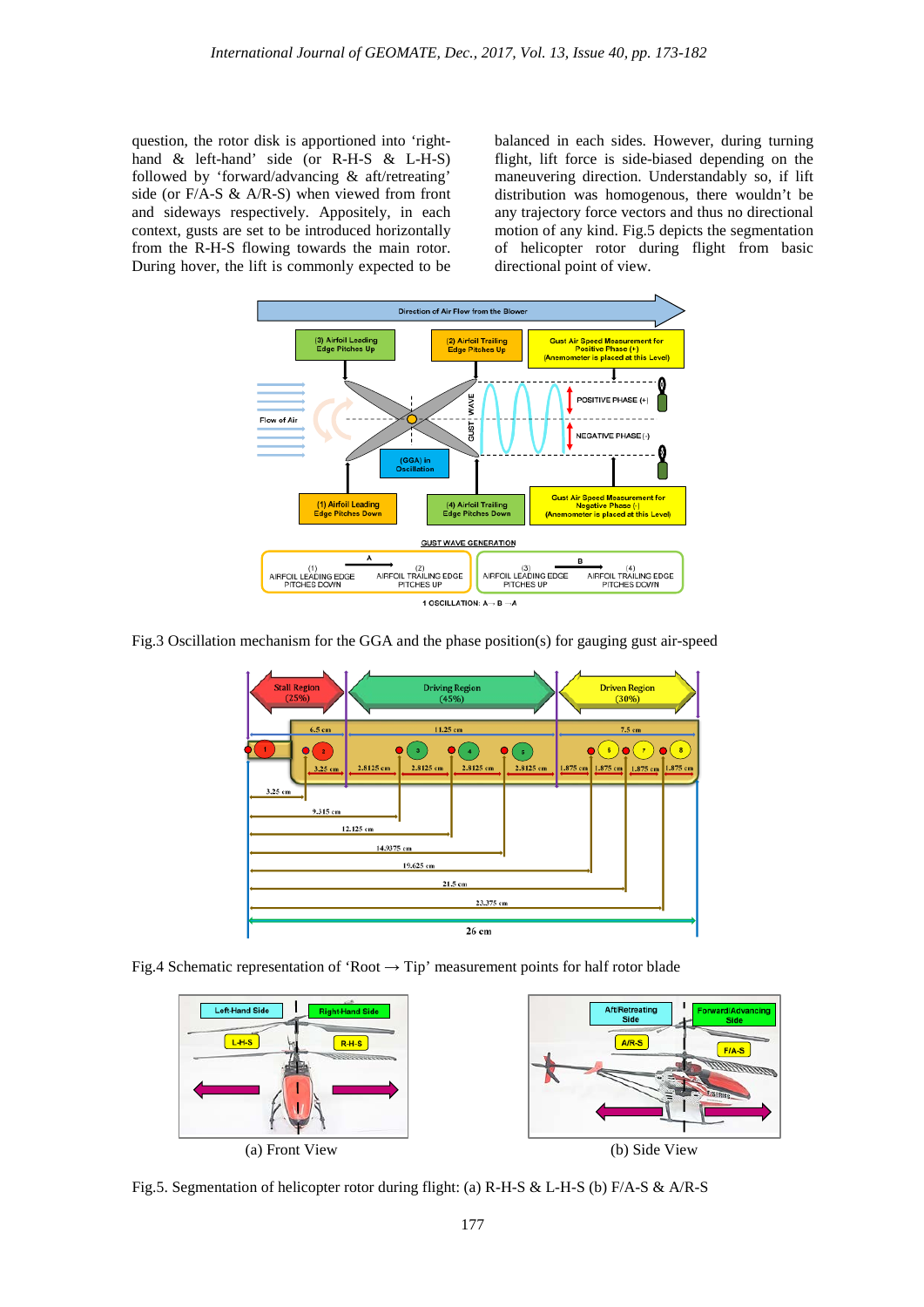question, the rotor disk is apportioned into 'right-hand & left-hand' side (or R-H-S & L-H-S) followed by 'forward/advancing & aft/retreating' side (or F/A-S & A/R-S) when viewed from front and sideways respectively. Appositely, in each context, gusts are set to be introduced horizontally from the R-H-S flowing towards the main rotor. During hover, the lift is commonly expected to be balanced in each sides. However, during turning flight, lift force is side-biased depending on the maneuvering direction. Understandably so, if lift distribution was homogenous, there wouldn't be any trajectory force vectors and thus no directional motion of any kind. Fig.5 depicts the segmentation of helicopter rotor during flight from basic directional point of view.

Fig.3 Oscillation mechanism for the GGA and the phase position(s) for gauging gust air-speed

Fig.4 Schematic representation of 'Root → Tip' measurement points for half rotor blade

(a) Front View

(b) Side View

Fig.5. Segmentation of helicopter rotor during flight: (a) R-H-S & L-H-S (b) F/A-S & A/R-S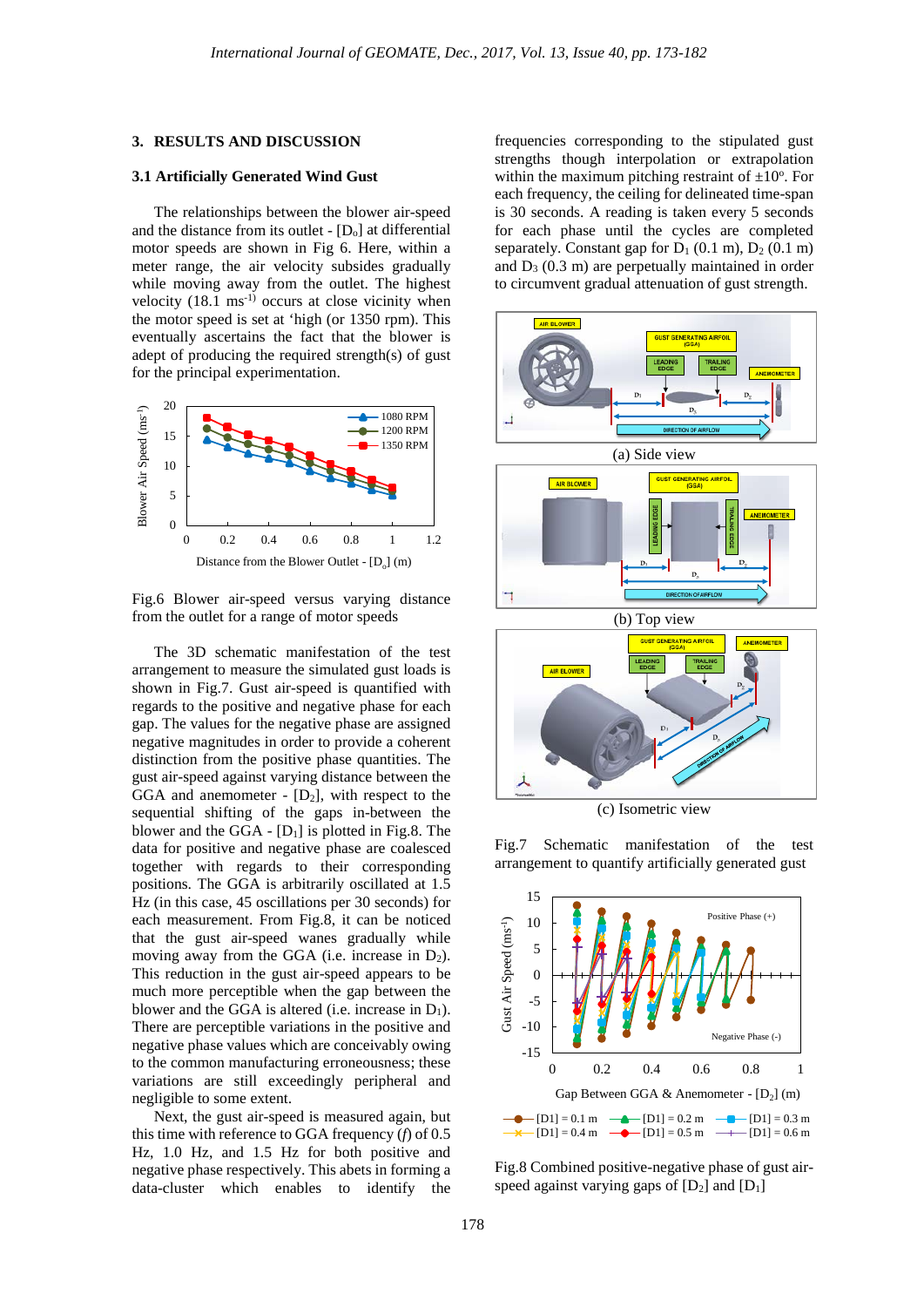## 3. RESULTS AND DISCUSSION

### 3.1 Artificially Generated Wind Gust

The relationships between the blower air-speed and the distance from its outlet - [$D_o$] at differential motor speeds are shown in Fig 6. Here, within a meter range, the air velocity subsides gradually while moving away from the outlet. The highest velocity (18.1 $ms^{-1}$) occurs at close vicinity when the motor speed is set at 'high (or 1350 rpm). This eventually ascertains the fact that the blower is adept of producing the required strength(s) of gust for the principal experimentation.

Fig.6 Blower air-speed versus varying distance from the outlet for a range of motor speeds

The 3D schematic manifestation of the test arrangement to measure the simulated gust loads is shown in Fig.7. Gust air-speed is quantified with regards to the positive and negative phase for each gap. The values for the negative phase are assigned negative magnitudes in order to provide a coherent distinction from the positive phase quantities. The gust air-speed against varying distance between the GGA and anemometer - [$D_2$], with respect to the sequential shifting of the gaps in-between the blower and the GGA - [$D_1$] is plotted in Fig.8. The data for positive and negative phase are coalesced together with regards to their corresponding positions. The GGA is arbitrarily oscillated at 1.5 Hz (in this case, 45 oscillations per 30 seconds) for each measurement. From Fig.8, it can be noticed that the gust air-speed wanes gradually while moving away from the GGA (i.e. increase in $D_2$). This reduction in the gust air-speed appears to be much more perceptible when the gap between the blower and the GGA is altered (i.e. increase in $D_1$). There are perceptible variations in the positive and negative phase values which are conceivably owing to the common manufacturing erroneousness; these variations are still exceedingly peripheral and negligible to some extent.

Next, the gust air-speed is measured again, but this time with reference to GGA frequency ($f$) of 0.5 Hz, 1.0 Hz, and 1.5 Hz for both positive and negative phase respectively. This abets in forming a data-cluster which enables to identify the frequencies corresponding to the stipulated gust strengths though interpolation or extrapolation within the maximum pitching restraint of $\pm 10^o$. For each frequency, the ceiling for delineated time-span is 30 seconds. A reading is taken every 5 seconds for each phase until the cycles are completed separately. Constant gap for $D_1$ (0.1 m), $D_2$ (0.1 m) and $D_3$ (0.3 m) are perpetually maintained in order to circumvent gradual attenuation of gust strength.

(a) Side view

(b) Top view

(c) Isometric view

Fig.7 Schematic manifestation of the test arrangement to quantify artificially generated gust

Fig.8 Combined positive-negative phase of gust air-speed against varying gaps of [$D_2$] and [$D_1$]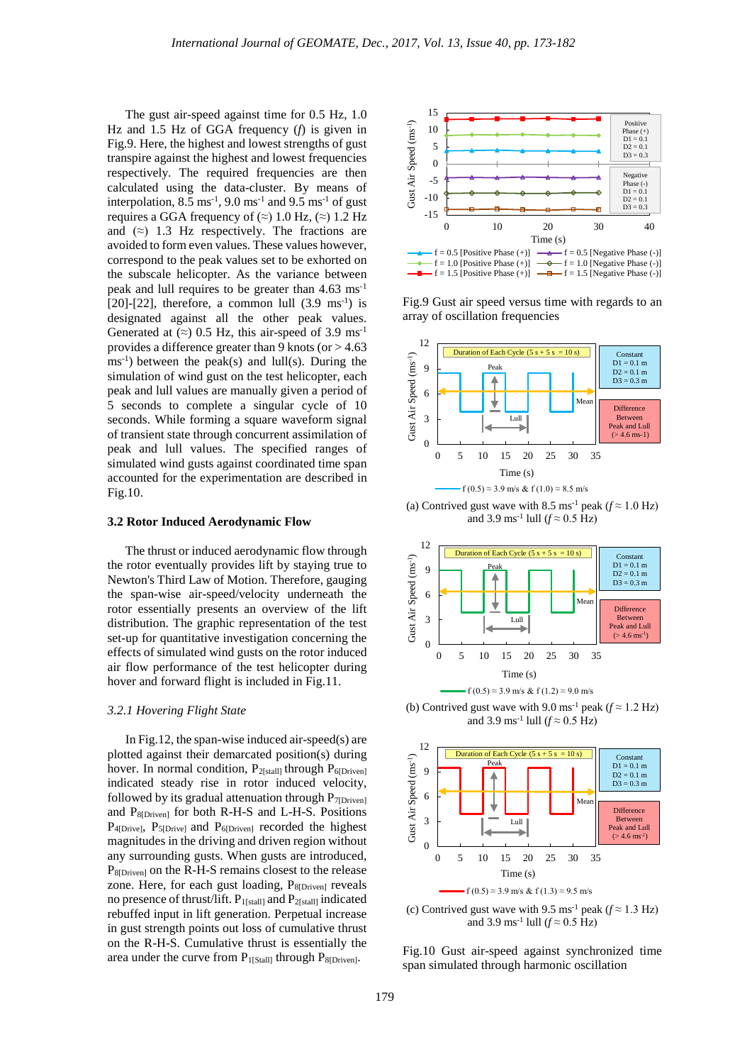The gust air-speed against time for 0.5 Hz, 1.0 Hz and 1.5 Hz of GGA frequency ($f$) is given in Fig.9. Here, the highest and lowest strengths of gust transpire against the highest and lowest frequencies respectively. The required frequencies are then calculated using the data-cluster. By means of interpolation, 8.5 ms$^{-1}$, 9.0 ms$^{-1}$ and 9.5 ms$^{-1}$ of gust requires a GGA frequency of (≈) 1.0 Hz, (≈) 1.2 Hz and (≈) 1.3 Hz respectively. The fractions are avoided to form even values. These values however, correspond to the peak values set to be exhorted on the subscale helicopter. As the variance between peak and lull requires to be greater than 4.63 ms$^{-1}$ [20]-[22], therefore, a common lull (3.9 ms$^{-1}$) is designated against all the other peak values. Generated at (≈) 0.5 Hz, this air-speed of 3.9 ms$^{-1}$ provides a difference greater than 9 knots (or > 4.63 ms$^{-1}$) between the peak(s) and lull(s). During the simulation of wind gust on the test helicopter, each peak and lull values are manually given a period of 5 seconds to complete a singular cycle of 10 seconds. While forming a square waveform signal of transient state through concurrent assimilation of peak and lull values. The specified ranges of simulated wind gusts against coordinated time span accounted for the experimentation are described in Fig.10.

### 3.2 Rotor Induced Aerodynamic Flow

The thrust or induced aerodynamic flow through the rotor eventually provides lift by staying true to Newton's Third Law of Motion. Therefore, gauging the span-wise air-speed/velocity underneath the rotor essentially presents an overview of the lift distribution. The graphic representation of the test set-up for quantitative investigation concerning the effects of simulated wind gusts on the rotor induced air flow performance of the test helicopter during hover and forward flight is included in Fig.11.

#### *3.2.1 Hovering Flight State*

In Fig.12, the span-wise induced air-speed(s) are plotted against their demarcated position(s) during hover. In normal condition, $P_{2[stall]}$ through $P_{6[Driven]}$ indicated steady rise in rotor induced velocity, followed by its gradual attenuation through $P_{7[Driven]}$ and $P_{8[Driven]}$ for both R-H-S and L-H-S. Positions $P_{4[Drive]}$, $P_{5[Drive]}$ and $P_{6[Driven]}$ recorded the highest magnitudes in the driving and driven region without any surrounding gusts. When gusts are introduced, $P_{8[Driven]}$ on the R-H-S remains closest to the release zone. Here, for each gust loading, $P_{8[Driven]}$ reveals no presence of thrust/lift. $P_{1[stall]}$ and $P_{2[stall]}$ indicated rebuffed input in lift generation. Perpetual increase in gust strength points out loss of cumulative thrust on the R-H-S. Cumulative thrust is essentially the area under the curve from $P_{1[Stall]}$ through $P_{8[Driven]}$.

Fig.9 Gust air speed versus time with regards to an array of oscillation frequencies

(a) Contrived gust wave with 8.5 ms$^{-1}$ peak ($f$ ≈ 1.0 Hz) and 3.9 ms$^{-1}$ lull ($f$ ≈ 0.5 Hz)

(b) Contrived gust wave with 9.0 ms$^{-1}$ peak ($f$ ≈ 1.2 Hz) and 3.9 ms$^{-1}$ lull ($f$ ≈ 0.5 Hz)

(c) Contrived gust wave with 9.5 ms$^{-1}$ peak ($f$ ≈ 1.3 Hz) and 3.9 ms$^{-1}$ lull ($f$ ≈ 0.5 Hz)

Fig.10 Gust air-speed against synchronized time span simulated through harmonic oscillation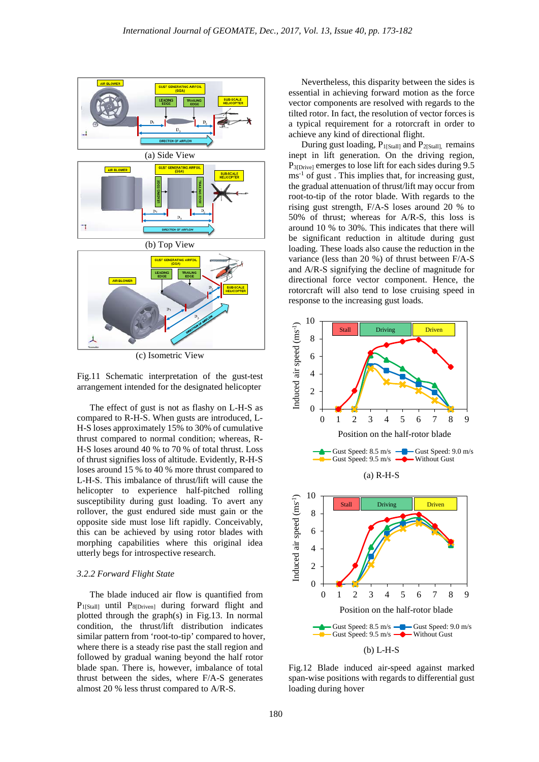(a) Side View

(b) Top View

(c) Isometric View

Fig.11 Schematic interpretation of the gust-test arrangement intended for the designated helicopter

The effect of gust is not as flashy on L-H-S as compared to R-H-S. When gusts are introduced, L-H-S loses approximately 15% to 30% of cumulative thrust compared to normal condition; whereas, R-H-S loses around 40 % to 70 % of total thrust. Loss of thrust signifies loss of lift. Evidently, R-H-S loses around 15 % to 40 % more thrust compared to L-H-S. This imbalance of thrust/lift will cause the helicopter to experience half-pitched rolling susceptibility during gust loading. To avert any rollover, the gust endured side must gain or the opposite side must lose lift rapidly. Conceivably, this can be achieved by using rotor blades with morphing capabilities where this original idea utterly begs for introspective research.

### 3.2.2 Forward Flight State

The blade induced air flow is quantified from $P_{1[Stall]}$ until $P_{8[Driven]}$ during forward flight and plotted through the graph(s) in Fig.13. In normal condition, the thrust/lift distribution indicates similar pattern from 'root-to-tip' compared to hover, where there is a steady rise past the stall region and followed by gradual waning beyond the half rotor blade span. There is, however, imbalance of total thrust between the sides, where F/A-S generates almost 20 % less thrust compared to A/R-S.

Nevertheless, this disparity between the sides is essential in achieving forward motion as the force vector components are resolved with regards to the tilted rotor. In fact, the resolution of vector forces is a typical requirement for a rotorcraft in order to achieve any kind of directional flight.

During gust loading, $P_{1[Stall]}$ and $P_{2[Stall]}$, remains inept in lift generation. On the driving region, $P_{3[Drive]}$ emerges to lose lift for each sides during 9.5 $ms^{-1}$ of gust . This implies that, for increasing gust, the gradual attenuation of thrust/lift may occur from root-to-tip of the rotor blade. With regards to the rising gust strength, F/A-S loses around 20 % to 50% of thrust; whereas for A/R-S, this loss is around 10 % to 30%. This indicates that there will be significant reduction in altitude during gust loading. These loads also cause the reduction in the variance (less than 20 %) of thrust between F/A-S and A/R-S signifying the decline of magnitude for directional force vector component. Hence, the rotorcraft will also tend to lose cruising speed in response to the increasing gust loads.

(a) R-H-S

(b) L-H-S

Fig.12 Blade induced air-speed against marked span-wise positions with regards to differential gust loading during hover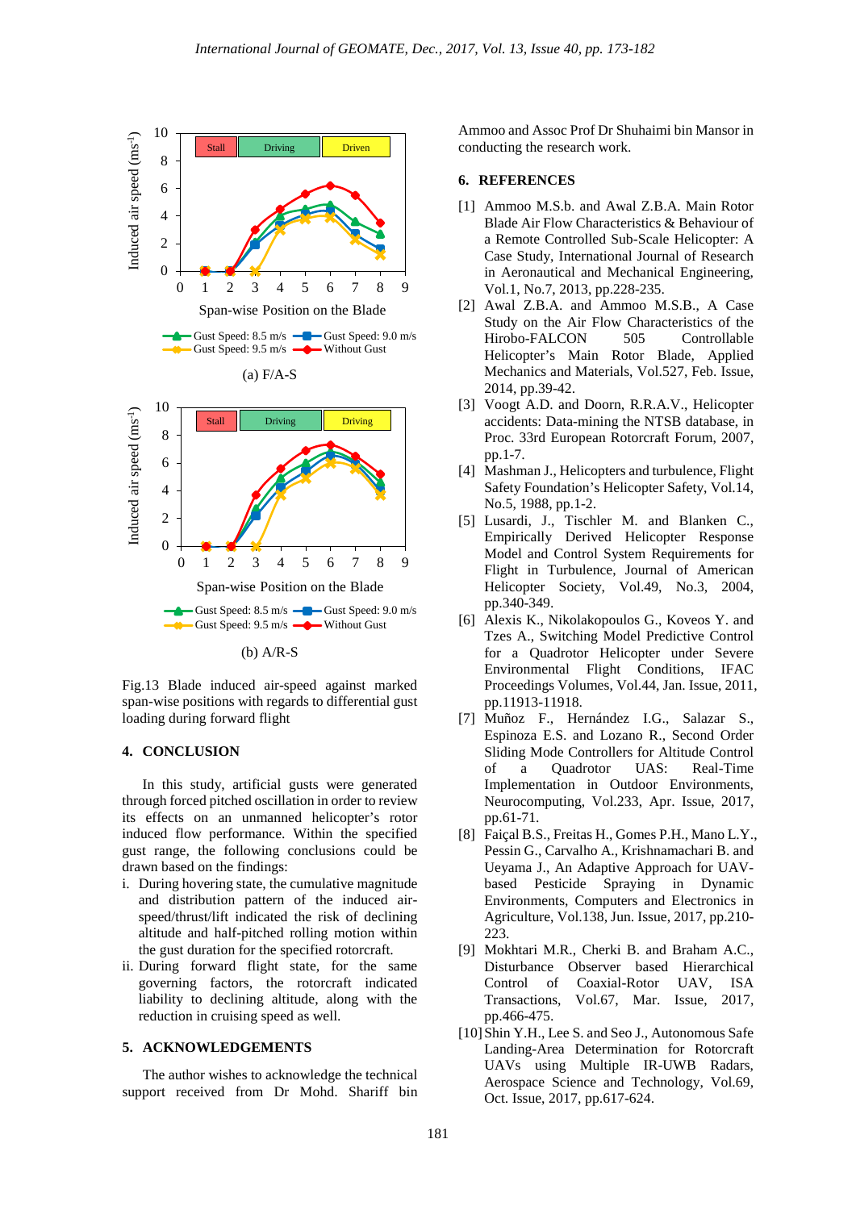Fig.13 Blade induced air-speed against marked span-wise positions with regards to differential gust loading during forward flight

## 4. CONCLUSION

In this study, artificial gusts were generated through forced pitched oscillation in order to review its effects on an unmanned helicopter's rotor induced flow performance. Within the specified gust range, the following conclusions could be drawn based on the findings:

i. During hovering state, the cumulative magnitude and distribution pattern of the induced air-speed/thrust/lift indicated the risk of declining altitude and half-pitched rolling motion within the gust duration for the specified rotorcraft.

ii. During forward flight state, for the same governing factors, the rotorcraft indicated liability to declining altitude, along with the reduction in cruising speed as well.

## 5. ACKNOWLEDGEMENTS

The author wishes to acknowledge the technical support received from Dr Mohd. Shariff bin Ammoo and Assoc Prof Dr Shuhaimi bin Mansor in conducting the research work.

## 6. REFERENCES

[1] Ammoo M.S.b. and Awal Z.B.A. Main Rotor Blade Air Flow Characteristics & Behaviour of a Remote Controlled Sub-Scale Helicopter: A Case Study, International Journal of Research in Aeronautical and Mechanical Engineering, Vol.1, No.7, 2013, pp.228-235.

[2] Awal Z.B.A. and Ammoo M.S.B., A Case Study of the Air Flow Characteristics of the Hirobo-FALCON 505 Controllable Helicopter's Main Rotor Blade, Applied Mechanics and Materials, Vol.527, Feb. Issue, 2014, pp.39-42.

[3] Voogt A.D. and Doorn, R.R.A.V., Helicopter accidents: Data-mining the NTSB database, in Proc. 33rd European Rotorcraft Forum, 2007, pp.1-7.

[4] Mashman J., Helicopters and turbulence, Flight Safety Foundation's Helicopter Safety, Vol.14, No.5, 1988, pp.1-2.

[5] Lusardi, J., Tischler M. and Blanken C., Empirically Derived Helicopter Response Model and Control System Requirements for Flight in Turbulence, Journal of American Helicopter Society, Vol.49, No.3, 2004, pp.340-349.

[6] Alexis K., Nikolakopoulos G., Koveos Y. and Tzes A., Switching Model Predictive Control for a Quadrotor Helicopter under Severe Environmental Flight Conditions, IFAC Proceedings Volumes, Vol.44, Jan. Issue, 2011, pp.11913-11918.

[7] Muñoz F., Hernández I.G., Salazar S., Espinoza E.S. and Lozano R., Second Order Sliding Mode Controllers for Altitude Control of a Quadrotor UAS: Real-Time Implementation in Outdoor Environments, Neurocomputing, Vol.233, Apr. Issue, 2017, pp.61-71.

[8] Faiçal B.S., Freitas H., Gomes P.H., Mano L.Y., Pessin G., Carvalho A., Krishnamachari B. and Ueyama J., An Adaptive Approach for UAV-based Pesticide Spraying in Dynamic Environments, Computers and Electronics in Agriculture, Vol.138, Jun. Issue, 2017, pp.210-223.

[9] Mokhtari M.R., Cherki B. and Braham A.C., Disturbance Observer based Hierarchical Control of Coaxial-Rotor UAV, ISA Transactions, Vol.67, Mar. Issue, 2017, pp.466-475.

[10] Shin Y.H., Lee S. and Seo J., Autonomous Safe Landing-Area Determination for Rotorcraft UAVs using Multiple IR-UWB Radars, Aerospace Science and Technology, Vol.69, Oct. Issue, 2017, pp.617-624.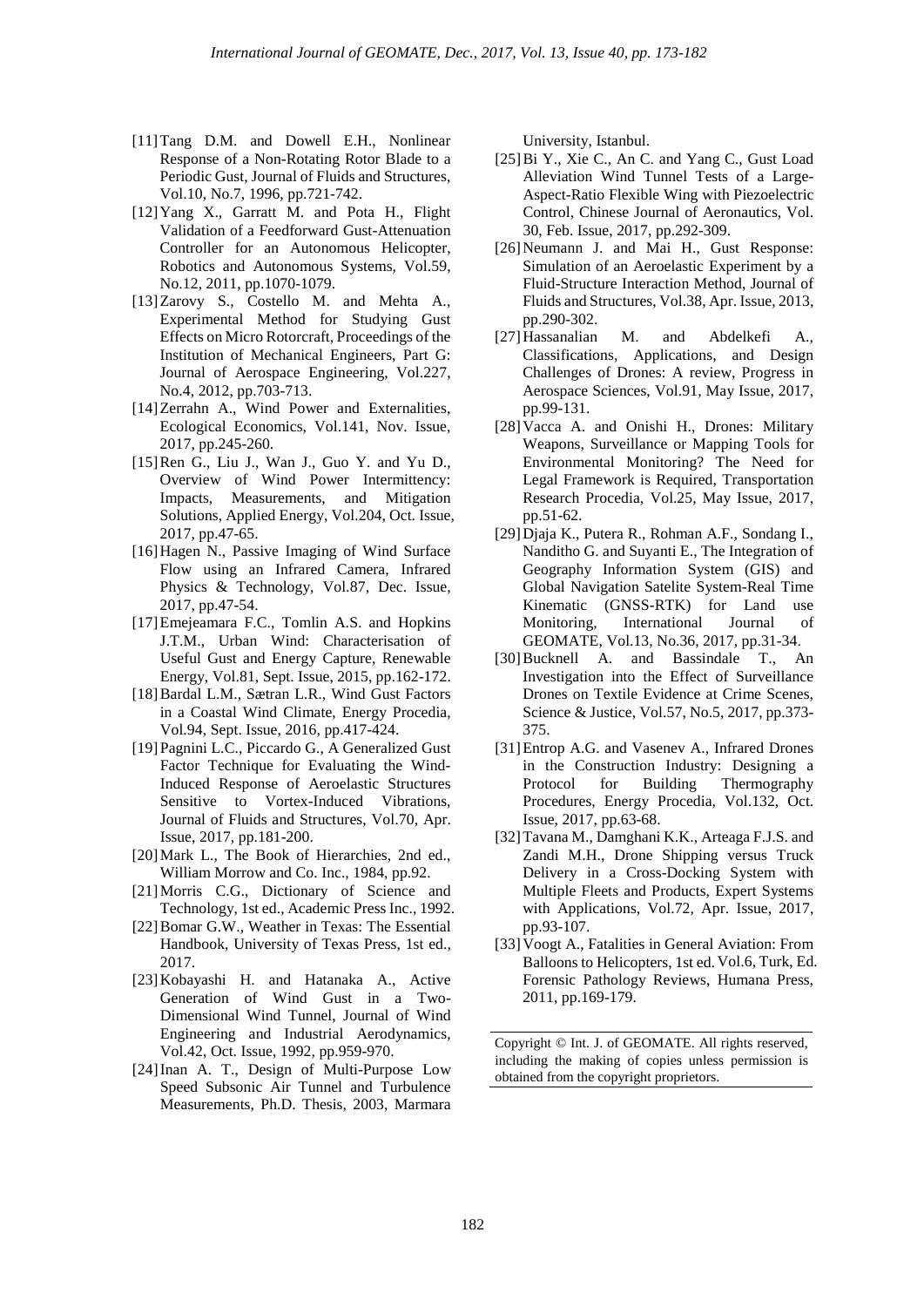[11] Tang D.M. and Dowell E.H., Nonlinear Response of a Non-Rotating Rotor Blade to a Periodic Gust, Journal of Fluids and Structures, Vol.10, No.7, 1996, pp.721-742.

[12] Yang X., Garratt M. and Pota H., Flight Validation of a Feedforward Gust-Attenuation Controller for an Autonomous Helicopter, Robotics and Autonomous Systems, Vol.59, No.12, 2011, pp.1070-1079.

[13] Zarovy S., Costello M. and Mehta A., Experimental Method for Studying Gust Effects on Micro Rotorcraft, Proceedings of the Institution of Mechanical Engineers, Part G: Journal of Aerospace Engineering, Vol.227, No.4, 2012, pp.703-713.

[14] Zerrahn A., Wind Power and Externalities, Ecological Economics, Vol.141, Nov. Issue, 2017, pp.245-260.

[15] Ren G., Liu J., Wan J., Guo Y. and Yu D., Overview of Wind Power Intermittency: Impacts, Measurements, and Mitigation Solutions, Applied Energy, Vol.204, Oct. Issue, 2017, pp.47-65.

[16] Hagen N., Passive Imaging of Wind Surface Flow using an Infrared Camera, Infrared Physics & Technology, Vol.87, Dec. Issue, 2017, pp.47-54.

[17] Emejeamara F.C., Tomlin A.S. and Hopkins J.T.M., Urban Wind: Characterisation of Useful Gust and Energy Capture, Renewable Energy, Vol.81, Sept. Issue, 2015, pp.162-172.

[18] Bardal L.M., Sætran L.R., Wind Gust Factors in a Coastal Wind Climate, Energy Procedia, Vol.94, Sept. Issue, 2016, pp.417-424.

[19] Pagnini L.C., Piccardo G., A Generalized Gust Factor Technique for Evaluating the Wind-Induced Response of Aeroelastic Structures Sensitive to Vortex-Induced Vibrations, Journal of Fluids and Structures, Vol.70, Apr. Issue, 2017, pp.181-200.

[20] Mark L., The Book of Hierarchies, 2nd ed., William Morrow and Co. Inc., 1984, pp.92.

[21] Morris C.G., Dictionary of Science and Technology, 1st ed., Academic Press Inc., 1992.

[22] Bomar G.W., Weather in Texas: The Essential Handbook, University of Texas Press, 1st ed., 2017.

[23] Kobayashi H. and Hatanaka A., Active Generation of Wind Gust in a Two-Dimensional Wind Tunnel, Journal of Wind Engineering and Industrial Aerodynamics, Vol.42, Oct. Issue, 1992, pp.959-970.

[24] Inan A. T., Design of Multi-Purpose Low Speed Subsonic Air Tunnel and Turbulence Measurements, Ph.D. Thesis, 2003, Marmara University, Istanbul.

[25] Bi Y., Xie C., An C. and Yang C., Gust Load Alleviation Wind Tunnel Tests of a Large-Aspect-Ratio Flexible Wing with Piezoelectric Control, Chinese Journal of Aeronautics, Vol. 30, Feb. Issue, 2017, pp.292-309.

[26] Neumann J. and Mai H., Gust Response: Simulation of an Aeroelastic Experiment by a Fluid-Structure Interaction Method, Journal of Fluids and Structures, Vol.38, Apr. Issue, 2013, pp.290-302.

[27] Hassanalian M. and Abdelkefi A., Classifications, Applications, and Design Challenges of Drones: A review, Progress in Aerospace Sciences, Vol.91, May Issue, 2017, pp.99-131.

[28] Vacca A. and Onishi H., Drones: Military Weapons, Surveillance or Mapping Tools for Environmental Monitoring? The Need for Legal Framework is Required, Transportation Research Procedia, Vol.25, May Issue, 2017, pp.51-62.

[29] Djaja K., Putera R., Rohman A.F., Sondang I., Nanditho G. and Suyanti E., The Integration of Geography Information System (GIS) and Global Navigation Satelite System-Real Time Kinematic (GNSS-RTK) for Land use Monitoring, International Journal of GEOMATE, Vol.13, No.36, 2017, pp.31-34.

[30] Bucknell A. and Bassindale T., An Investigation into the Effect of Surveillance Drones on Textile Evidence at Crime Scenes, Science & Justice, Vol.57, No.5, 2017, pp.373-375.

[31] Entrop A.G. and Vasenev A., Infrared Drones in the Construction Industry: Designing a Protocol for Building Thermography Procedures, Energy Procedia, Vol.132, Oct. Issue, 2017, pp.63-68.

[32] Tavana M., Damghani K.K., Arteaga F.J.S. and Zandi M.H., Drone Shipping versus Truck Delivery in a Cross-Docking System with Multiple Fleets and Products, Expert Systems with Applications, Vol.72, Apr. Issue, 2017, pp.93-107.

[33] Voogt A., Fatalities in General Aviation: From Balloons to Helicopters, 1st ed. Vol.6, Turk, Ed. Forensic Pathology Reviews, Humana Press, 2011, pp.169-179.

---

Copyright © Int. J. of GEOMATE. All rights reserved, including the making of copies unless permission is obtained from the copyright proprietors.